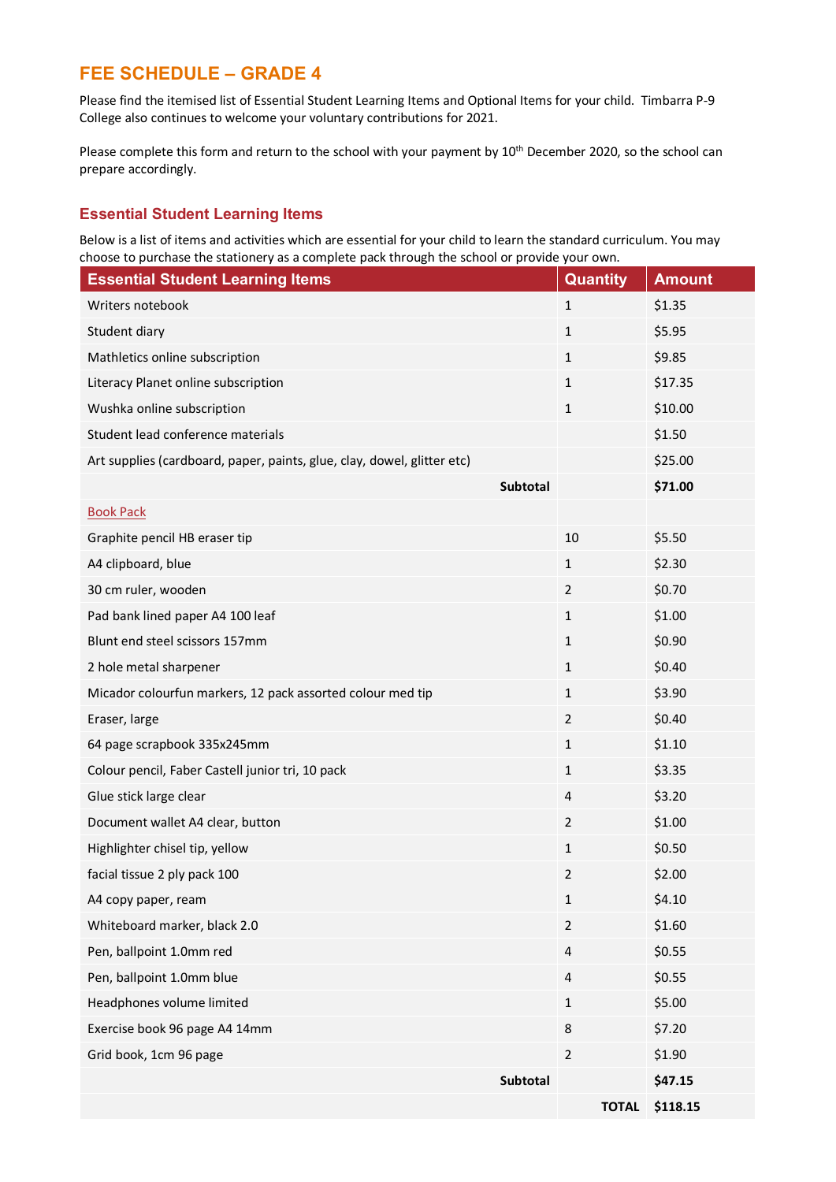# FEE SCHEDULE – GRADE 4

Please find the itemised list of Essential Student Learning Items and Optional Items for your child. Timbarra P-9 College also continues to welcome your voluntary contributions for 2021.

Please complete this form and return to the school with your payment by 10th December 2020, so the school can prepare accordingly.

## Essential Student Learning Items

Below is a list of items and activities which are essential for your child to learn the standard curriculum. You may choose to purchase the stationery as a complete pack through the school or provide your own.

| Essential Student Learning Items | Quantity | Amount |
|---|---|---|
| Writers notebook | 1 | $1.35 |
| Student diary | 1 | $5.95 |
| Mathletics online subscription | 1 | $9.85 |
| Literacy Planet online subscription | 1 | $17.35 |
| Wushka online subscription | 1 | $10.00 |
| Student lead conference materials | | $1.50 |
| Art supplies (cardboard, paper, paints, glue, clay, dowel, glitter etc) | | $25.00 |
| **Subtotal** | | **$71.00** |
| Book Pack | | |
| Graphite pencil HB eraser tip | 10 | $5.50 |
| A4 clipboard, blue | 1 | $2.30 |
| 30 cm ruler, wooden | 2 | $0.70 |
| Pad bank lined paper A4 100 leaf | 1 | $1.00 |
| Blunt end steel scissors 157mm | 1 | $0.90 |
| 2 hole metal sharpener | 1 | $0.40 |
| Micador colourfun markers, 12 pack assorted colour med tip | 1 | $3.90 |
| Eraser, large | 2 | $0.40 |
| 64 page scrapbook 335x245mm | 1 | $1.10 |
| Colour pencil, Faber Castell junior tri, 10 pack | 1 | $3.35 |
| Glue stick large clear | 4 | $3.20 |
| Document wallet A4 clear, button | 2 | $1.00 |
| Highlighter chisel tip, yellow | 1 | $0.50 |
| facial tissue 2 ply pack 100 | 2 | $2.00 |
| A4 copy paper, ream | 1 | $4.10 |
| Whiteboard marker, black 2.0 | 2 | $1.60 |
| Pen, ballpoint 1.0mm red | 4 | $0.55 |
| Pen, ballpoint 1.0mm blue | 4 | $0.55 |
| Headphones volume limited | 1 | $5.00 |
| Exercise book 96 page A4 14mm | 8 | $7.20 |
| Grid book, 1cm 96 page | 2 | $1.90 |
| **Subtotal** | | **$47.15** |
| | **TOTAL** | **$118.15** |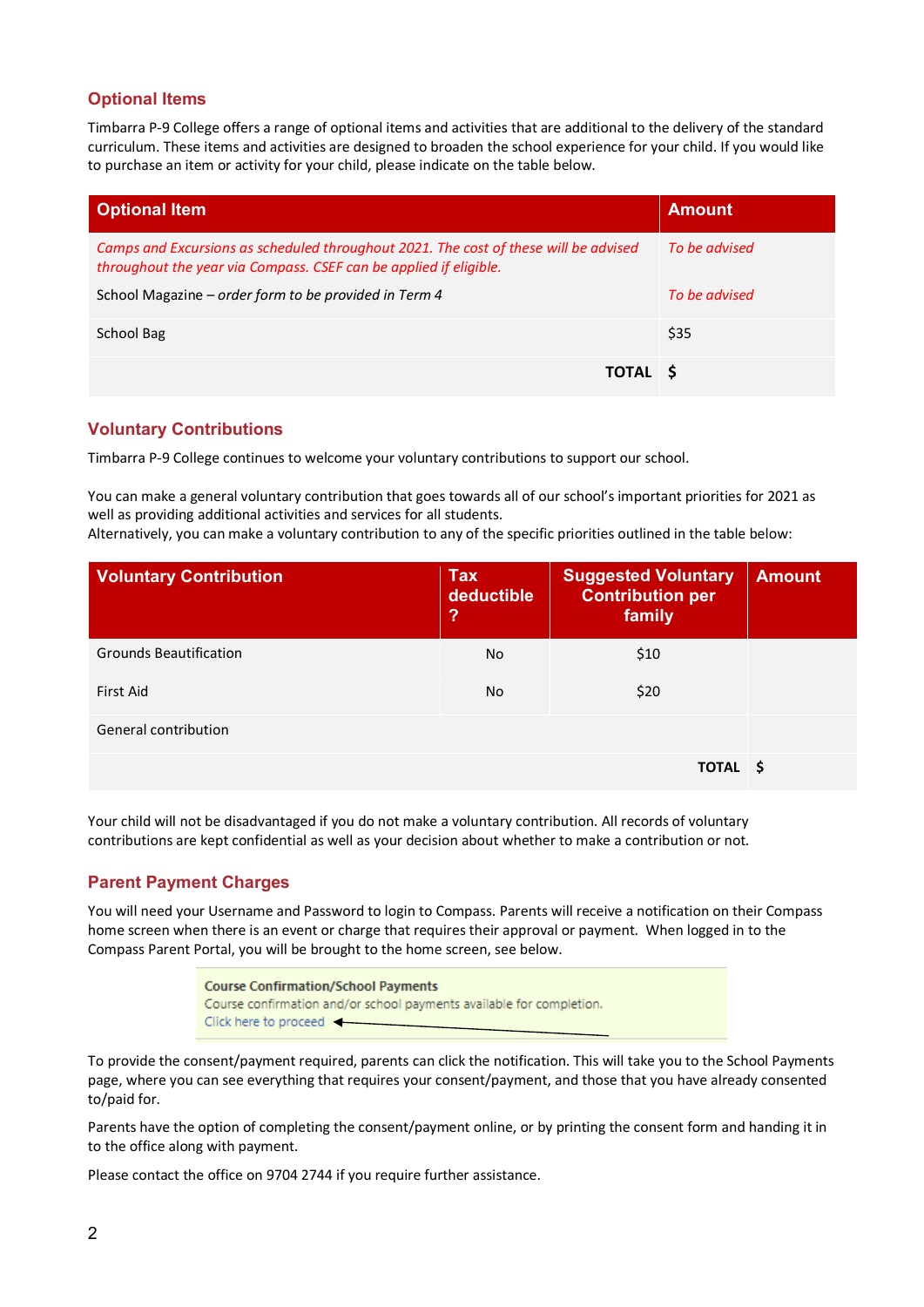## Optional Items

Timbarra P-9 College offers a range of optional items and activities that are additional to the delivery of the standard curriculum. These items and activities are designed to broaden the school experience for your child. If you would like to purchase an item or activity for your child, please indicate on the table below.

| Optional Item | Amount |
|---|---|
| *Camps and Excursions as scheduled throughout 2021. The cost of these will be advised throughout the year via Compass. CSEF can be applied if eligible.* | *To be advised* |
| School Magazine – *order form to be provided in Term 4* | *To be advised* |
| School Bag | $35 |
| **TOTAL** | **$** |

## Voluntary Contributions

Timbarra P-9 College continues to welcome your voluntary contributions to support our school.

You can make a general voluntary contribution that goes towards all of our school's important priorities for 2021 as well as providing additional activities and services for all students.
Alternatively, you can make a voluntary contribution to any of the specific priorities outlined in the table below:

| Voluntary Contribution | Tax deductible ? | Suggested Voluntary Contribution per family | Amount |
|---|---|---|---|
| Grounds Beautification | No | $10 | |
| First Aid | No | $20 | |
| General contribution | | | |
| | | **TOTAL** | **$** |

Your child will not be disadvantaged if you do not make a voluntary contribution. All records of voluntary contributions are kept confidential as well as your decision about whether to make a contribution or not.

## Parent Payment Charges

You will need your Username and Password to login to Compass. Parents will receive a notification on their Compass home screen when there is an event or charge that requires their approval or payment. When logged in to the Compass Parent Portal, you will be brought to the home screen, see below.

**Course Confirmation/School Payments**
Course confirmation and/or school payments available for completion.
Click here to proceed

To provide the consent/payment required, parents can click the notification. This will take you to the School Payments page, where you can see everything that requires your consent/payment, and those that you have already consented to/paid for.

Parents have the option of completing the consent/payment online, or by printing the consent form and handing it in to the office along with payment.

Please contact the office on 9704 2744 if you require further assistance.